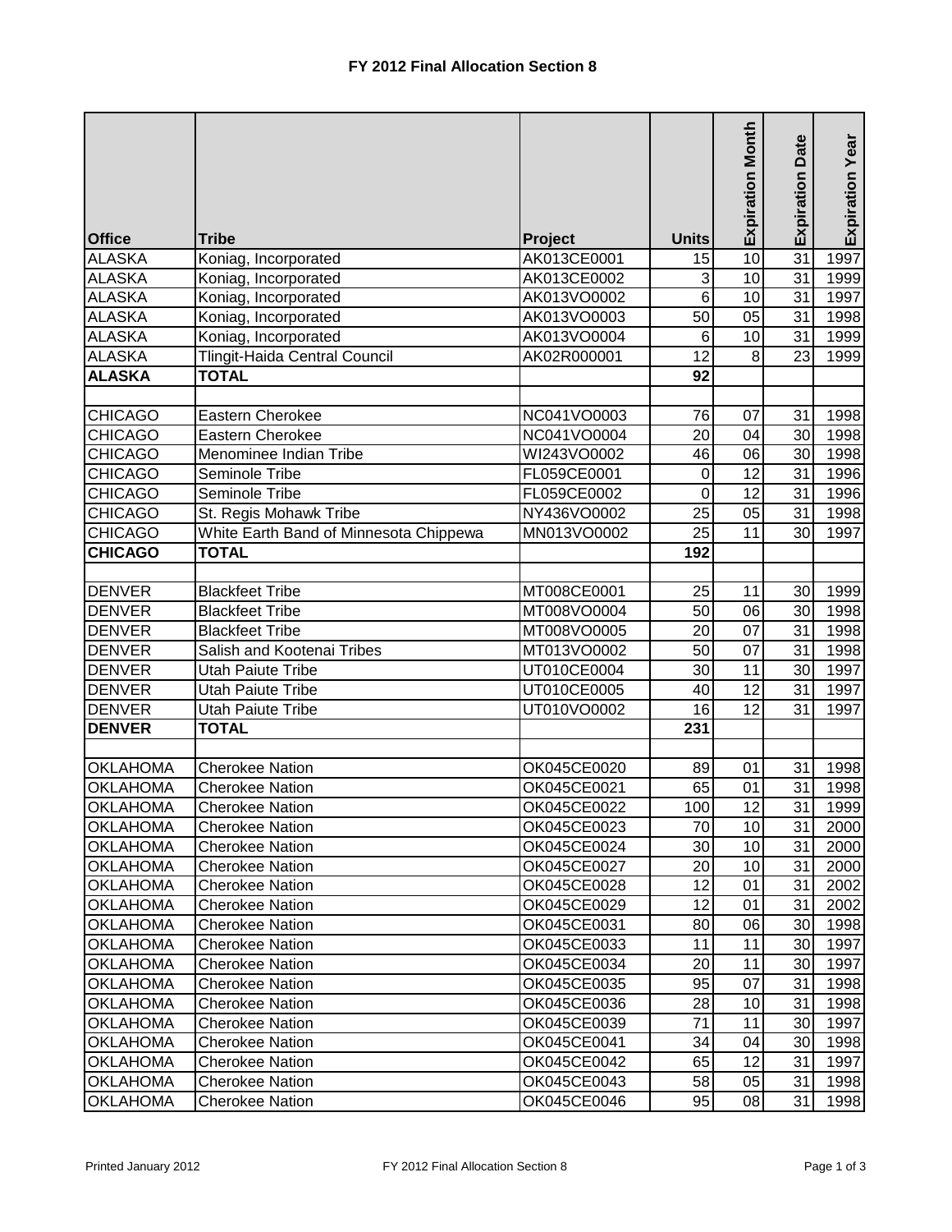# FY 2012 Final Allocation Section 8

| Office | Tribe | Project | Units | Expiration Month | Expiration Date | Expiration Year |
|---|---|---|---|---|---|---|
| ALASKA | Koniag, Incorporated | AK013CE0001 | 15 | 10 | 31 | 1997 |
| ALASKA | Koniag, Incorporated | AK013CE0002 | 3 | 10 | 31 | 1999 |
| ALASKA | Koniag, Incorporated | AK013VO0002 | 6 | 10 | 31 | 1997 |
| ALASKA | Koniag, Incorporated | AK013VO0003 | 50 | 05 | 31 | 1998 |
| ALASKA | Koniag, Incorporated | AK013VO0004 | 6 | 10 | 31 | 1999 |
| ALASKA | Tlingit-Haida Central Council | AK02R000001 | 12 | 8 | 23 | 1999 |
| **ALASKA** | **TOTAL** | | **92** | | | |
| | | | | | | |
| CHICAGO | Eastern Cherokee | NC041VO0003 | 76 | 07 | 31 | 1998 |
| CHICAGO | Eastern Cherokee | NC041VO0004 | 20 | 04 | 30 | 1998 |
| CHICAGO | Menominee Indian Tribe | WI243VO0002 | 46 | 06 | 30 | 1998 |
| CHICAGO | Seminole Tribe | FL059CE0001 | 0 | 12 | 31 | 1996 |
| CHICAGO | Seminole Tribe | FL059CE0002 | 0 | 12 | 31 | 1996 |
| CHICAGO | St. Regis Mohawk Tribe | NY436VO0002 | 25 | 05 | 31 | 1998 |
| CHICAGO | White Earth Band of Minnesota Chippewa | MN013VO0002 | 25 | 11 | 30 | 1997 |
| **CHICAGO** | **TOTAL** | | **192** | | | |
| | | | | | | |
| DENVER | Blackfeet Tribe | MT008CE0001 | 25 | 11 | 30 | 1999 |
| DENVER | Blackfeet Tribe | MT008VO0004 | 50 | 06 | 30 | 1998 |
| DENVER | Blackfeet Tribe | MT008VO0005 | 20 | 07 | 31 | 1998 |
| DENVER | Salish and Kootenai Tribes | MT013VO0002 | 50 | 07 | 31 | 1998 |
| DENVER | Utah Paiute Tribe | UT010CE0004 | 30 | 11 | 30 | 1997 |
| DENVER | Utah Paiute Tribe | UT010CE0005 | 40 | 12 | 31 | 1997 |
| DENVER | Utah Paiute Tribe | UT010VO0002 | 16 | 12 | 31 | 1997 |
| **DENVER** | **TOTAL** | | **231** | | | |
| | | | | | | |
| OKLAHOMA | Cherokee Nation | OK045CE0020 | 89 | 01 | 31 | 1998 |
| OKLAHOMA | Cherokee Nation | OK045CE0021 | 65 | 01 | 31 | 1998 |
| OKLAHOMA | Cherokee Nation | OK045CE0022 | 100 | 12 | 31 | 1999 |
| OKLAHOMA | Cherokee Nation | OK045CE0023 | 70 | 10 | 31 | 2000 |
| OKLAHOMA | Cherokee Nation | OK045CE0024 | 30 | 10 | 31 | 2000 |
| OKLAHOMA | Cherokee Nation | OK045CE0027 | 20 | 10 | 31 | 2000 |
| OKLAHOMA | Cherokee Nation | OK045CE0028 | 12 | 01 | 31 | 2002 |
| OKLAHOMA | Cherokee Nation | OK045CE0029 | 12 | 01 | 31 | 2002 |
| OKLAHOMA | Cherokee Nation | OK045CE0031 | 80 | 06 | 30 | 1998 |
| OKLAHOMA | Cherokee Nation | OK045CE0033 | 11 | 11 | 30 | 1997 |
| OKLAHOMA | Cherokee Nation | OK045CE0034 | 20 | 11 | 30 | 1997 |
| OKLAHOMA | Cherokee Nation | OK045CE0035 | 95 | 07 | 31 | 1998 |
| OKLAHOMA | Cherokee Nation | OK045CE0036 | 28 | 10 | 31 | 1998 |
| OKLAHOMA | Cherokee Nation | OK045CE0039 | 71 | 11 | 30 | 1997 |
| OKLAHOMA | Cherokee Nation | OK045CE0041 | 34 | 04 | 30 | 1998 |
| OKLAHOMA | Cherokee Nation | OK045CE0042 | 65 | 12 | 31 | 1997 |
| OKLAHOMA | Cherokee Nation | OK045CE0043 | 58 | 05 | 31 | 1998 |
| OKLAHOMA | Cherokee Nation | OK045CE0046 | 95 | 08 | 31 | 1998 |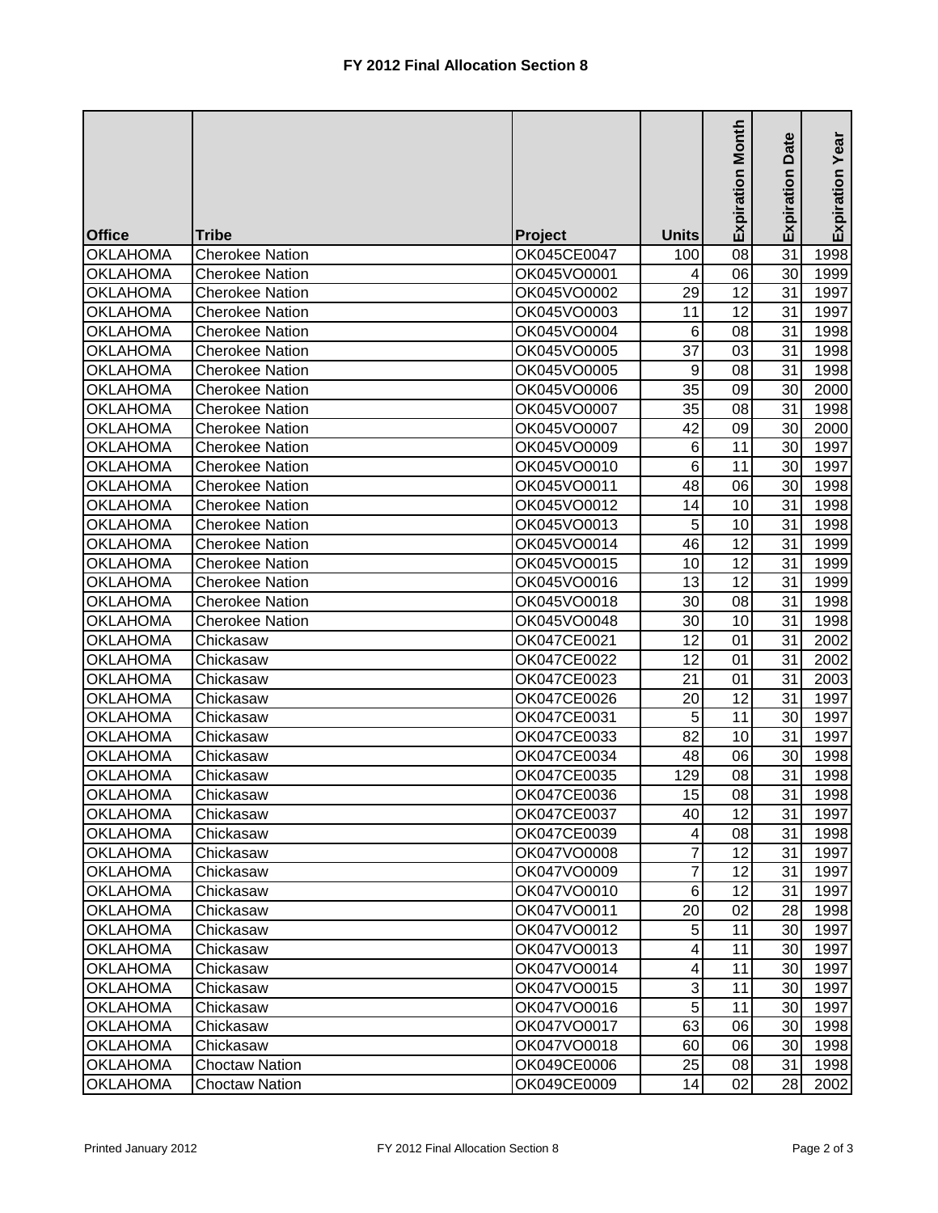## FY 2012 Final Allocation Section 8

| Office | Tribe | Project | Units | Expiration Month | Expiration Date | Expiration Year |
|---|---|---|---|---|---|---|
| OKLAHOMA | Cherokee Nation | OK045CE0047 | 100 | 08 | 31 | 1998 |
| OKLAHOMA | Cherokee Nation | OK045VO0001 | 4 | 06 | 30 | 1999 |
| OKLAHOMA | Cherokee Nation | OK045VO0002 | 29 | 12 | 31 | 1997 |
| OKLAHOMA | Cherokee Nation | OK045VO0003 | 11 | 12 | 31 | 1997 |
| OKLAHOMA | Cherokee Nation | OK045VO0004 | 6 | 08 | 31 | 1998 |
| OKLAHOMA | Cherokee Nation | OK045VO0005 | 37 | 03 | 31 | 1998 |
| OKLAHOMA | Cherokee Nation | OK045VO0005 | 9 | 08 | 31 | 1998 |
| OKLAHOMA | Cherokee Nation | OK045VO0006 | 35 | 09 | 30 | 2000 |
| OKLAHOMA | Cherokee Nation | OK045VO0007 | 35 | 08 | 31 | 1998 |
| OKLAHOMA | Cherokee Nation | OK045VO0007 | 42 | 09 | 30 | 2000 |
| OKLAHOMA | Cherokee Nation | OK045VO0009 | 6 | 11 | 30 | 1997 |
| OKLAHOMA | Cherokee Nation | OK045VO0010 | 6 | 11 | 30 | 1997 |
| OKLAHOMA | Cherokee Nation | OK045VO0011 | 48 | 06 | 30 | 1998 |
| OKLAHOMA | Cherokee Nation | OK045VO0012 | 14 | 10 | 31 | 1998 |
| OKLAHOMA | Cherokee Nation | OK045VO0013 | 5 | 10 | 31 | 1998 |
| OKLAHOMA | Cherokee Nation | OK045VO0014 | 46 | 12 | 31 | 1999 |
| OKLAHOMA | Cherokee Nation | OK045VO0015 | 10 | 12 | 31 | 1999 |
| OKLAHOMA | Cherokee Nation | OK045VO0016 | 13 | 12 | 31 | 1999 |
| OKLAHOMA | Cherokee Nation | OK045VO0018 | 30 | 08 | 31 | 1998 |
| OKLAHOMA | Cherokee Nation | OK045VO0048 | 30 | 10 | 31 | 1998 |
| OKLAHOMA | Chickasaw | OK047CE0021 | 12 | 01 | 31 | 2002 |
| OKLAHOMA | Chickasaw | OK047CE0022 | 12 | 01 | 31 | 2002 |
| OKLAHOMA | Chickasaw | OK047CE0023 | 21 | 01 | 31 | 2003 |
| OKLAHOMA | Chickasaw | OK047CE0026 | 20 | 12 | 31 | 1997 |
| OKLAHOMA | Chickasaw | OK047CE0031 | 5 | 11 | 30 | 1997 |
| OKLAHOMA | Chickasaw | OK047CE0033 | 82 | 10 | 31 | 1997 |
| OKLAHOMA | Chickasaw | OK047CE0034 | 48 | 06 | 30 | 1998 |
| OKLAHOMA | Chickasaw | OK047CE0035 | 129 | 08 | 31 | 1998 |
| OKLAHOMA | Chickasaw | OK047CE0036 | 15 | 08 | 31 | 1998 |
| OKLAHOMA | Chickasaw | OK047CE0037 | 40 | 12 | 31 | 1997 |
| OKLAHOMA | Chickasaw | OK047CE0039 | 4 | 08 | 31 | 1998 |
| OKLAHOMA | Chickasaw | OK047VO0008 | 7 | 12 | 31 | 1997 |
| OKLAHOMA | Chickasaw | OK047VO0009 | 7 | 12 | 31 | 1997 |
| OKLAHOMA | Chickasaw | OK047VO0010 | 6 | 12 | 31 | 1997 |
| OKLAHOMA | Chickasaw | OK047VO0011 | 20 | 02 | 28 | 1998 |
| OKLAHOMA | Chickasaw | OK047VO0012 | 5 | 11 | 30 | 1997 |
| OKLAHOMA | Chickasaw | OK047VO0013 | 4 | 11 | 30 | 1997 |
| OKLAHOMA | Chickasaw | OK047VO0014 | 4 | 11 | 30 | 1997 |
| OKLAHOMA | Chickasaw | OK047VO0015 | 3 | 11 | 30 | 1997 |
| OKLAHOMA | Chickasaw | OK047VO0016 | 5 | 11 | 30 | 1997 |
| OKLAHOMA | Chickasaw | OK047VO0017 | 63 | 06 | 30 | 1998 |
| OKLAHOMA | Chickasaw | OK047VO0018 | 60 | 06 | 30 | 1998 |
| OKLAHOMA | Choctaw Nation | OK049CE0006 | 25 | 08 | 31 | 1998 |
| OKLAHOMA | Choctaw Nation | OK049CE0009 | 14 | 02 | 28 | 2002 |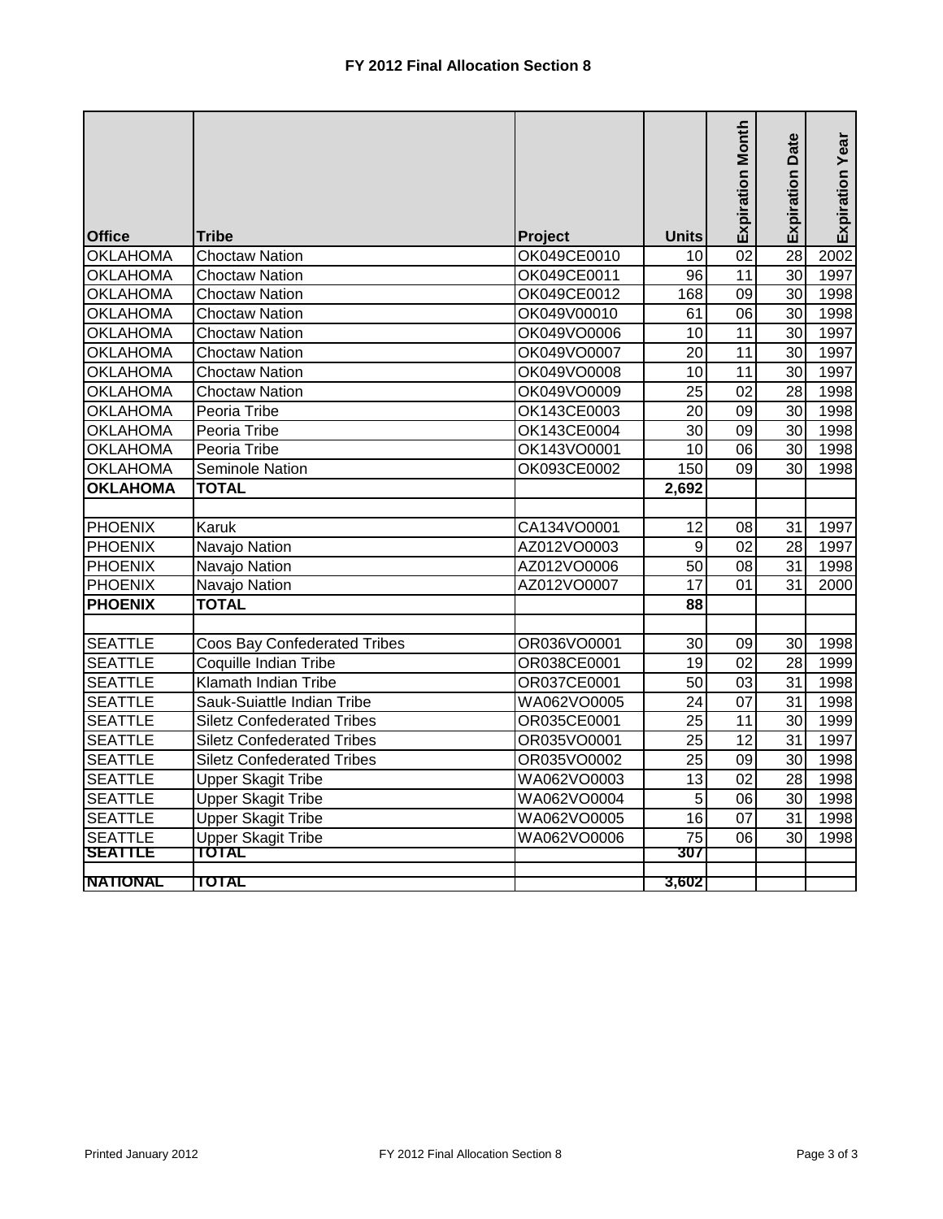### FY 2012 Final Allocation Section 8

| Office | Tribe | Project | Units | Expiration Month | Expiration Date | Expiration Year |
|---|---|---|---|---|---|---|
| OKLAHOMA | Choctaw Nation | OK049CE0010 | 10 | 02 | 28 | 2002 |
| OKLAHOMA | Choctaw Nation | OK049CE0011 | 96 | 11 | 30 | 1997 |
| OKLAHOMA | Choctaw Nation | OK049CE0012 | 168 | 09 | 30 | 1998 |
| OKLAHOMA | Choctaw Nation | OK049V00010 | 61 | 06 | 30 | 1998 |
| OKLAHOMA | Choctaw Nation | OK049VO0006 | 10 | 11 | 30 | 1997 |
| OKLAHOMA | Choctaw Nation | OK049VO0007 | 20 | 11 | 30 | 1997 |
| OKLAHOMA | Choctaw Nation | OK049VO0008 | 10 | 11 | 30 | 1997 |
| OKLAHOMA | Choctaw Nation | OK049VO0009 | 25 | 02 | 28 | 1998 |
| OKLAHOMA | Peoria Tribe | OK143CE0003 | 20 | 09 | 30 | 1998 |
| OKLAHOMA | Peoria Tribe | OK143CE0004 | 30 | 09 | 30 | 1998 |
| OKLAHOMA | Peoria Tribe | OK143VO0001 | 10 | 06 | 30 | 1998 |
| OKLAHOMA | Seminole Nation | OK093CE0002 | 150 | 09 | 30 | 1998 |
| **OKLAHOMA** | **TOTAL** | | **2,692** | | | |
| | | | | | | |
| PHOENIX | Karuk | CA134VO0001 | 12 | 08 | 31 | 1997 |
| PHOENIX | Navajo Nation | AZ012VO0003 | 9 | 02 | 28 | 1997 |
| PHOENIX | Navajo Nation | AZ012VO0006 | 50 | 08 | 31 | 1998 |
| PHOENIX | Navajo Nation | AZ012VO0007 | 17 | 01 | 31 | 2000 |
| **PHOENIX** | **TOTAL** | | **88** | | | |
| | | | | | | |
| SEATTLE | Coos Bay Confederated Tribes | OR036VO0001 | 30 | 09 | 30 | 1998 |
| SEATTLE | Coquille Indian Tribe | OR038CE0001 | 19 | 02 | 28 | 1999 |
| SEATTLE | Klamath Indian Tribe | OR037CE0001 | 50 | 03 | 31 | 1998 |
| SEATTLE | Sauk-Suiattle Indian Tribe | WA062VO0005 | 24 | 07 | 31 | 1998 |
| SEATTLE | Siletz Confederated Tribes | OR035CE0001 | 25 | 11 | 30 | 1999 |
| SEATTLE | Siletz Confederated Tribes | OR035VO0001 | 25 | 12 | 31 | 1997 |
| SEATTLE | Siletz Confederated Tribes | OR035VO0002 | 25 | 09 | 30 | 1998 |
| SEATTLE | Upper Skagit Tribe | WA062VO0003 | 13 | 02 | 28 | 1998 |
| SEATTLE | Upper Skagit Tribe | WA062VO0004 | 5 | 06 | 30 | 1998 |
| SEATTLE | Upper Skagit Tribe | WA062VO0005 | 16 | 07 | 31 | 1998 |
| SEATTLE | Upper Skagit Tribe | WA062VO0006 | 75 | 06 | 30 | 1998 |
| **SEATTLE** | **TOTAL** | | **307** | | | |
| | | | | | | |
| **NATIONAL** | **TOTAL** | | **3,602** | | | |

Printed January 2012